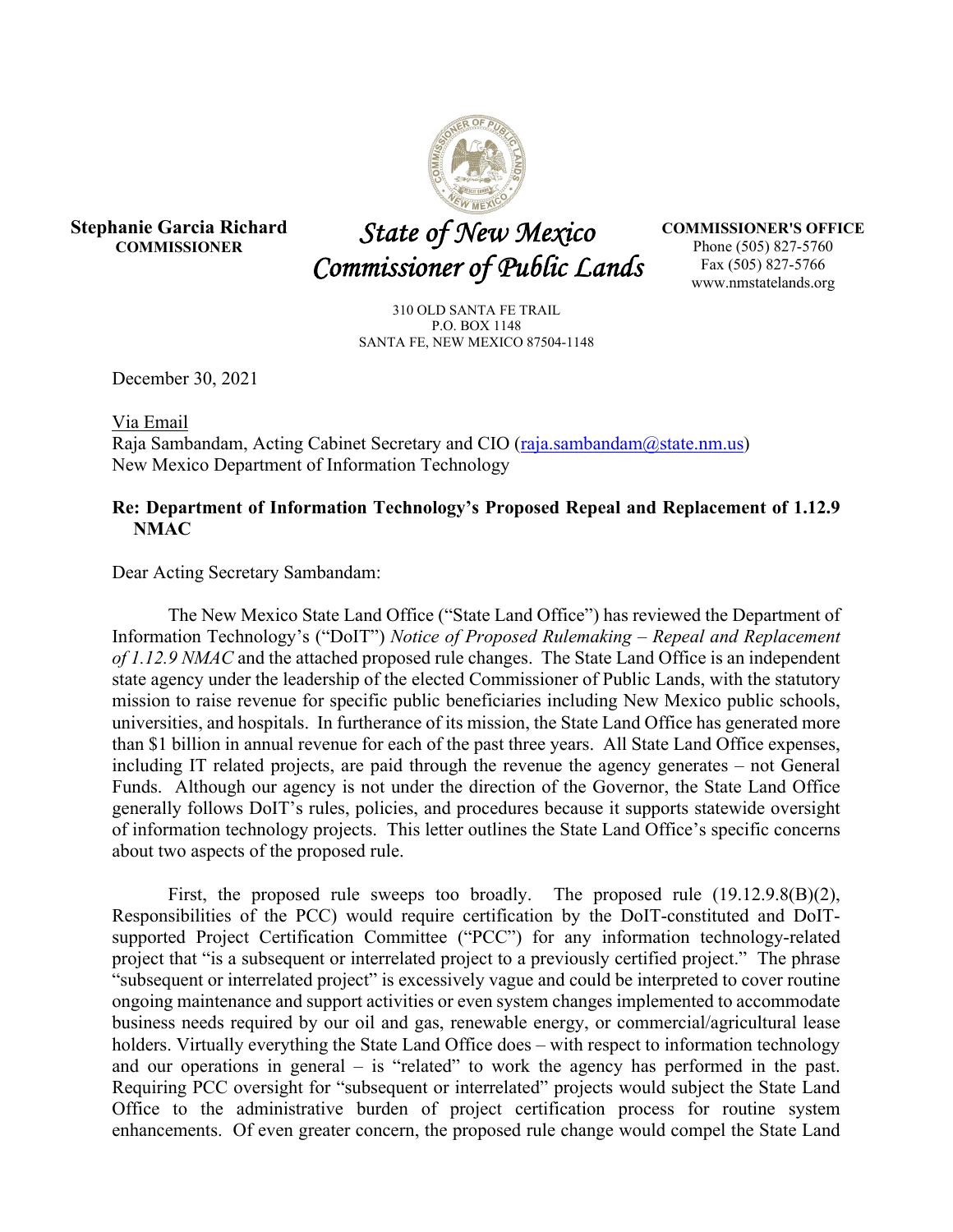**Stephanie Garcia Richard**
**COMMISSIONER**

*State of New Mexico*
*Commissioner of Public Lands*

**COMMISSIONER'S OFFICE**
Phone (505) 827-5760
Fax (505) 827-5766
www.nmstatelands.org

310 OLD SANTA FE TRAIL
P.O. BOX 1148
SANTA FE, NEW MEXICO 87504-1148

December 30, 2021

Via Email
Raja Sambandam, Acting Cabinet Secretary and CIO (raja.sambandam@state.nm.us)
New Mexico Department of Information Technology

**Re: Department of Information Technology's Proposed Repeal and Replacement of 1.12.9 NMAC**

Dear Acting Secretary Sambandam:

The New Mexico State Land Office ("State Land Office") has reviewed the Department of Information Technology's ("DoIT") *Notice of Proposed Rulemaking – Repeal and Replacement of 1.12.9 NMAC* and the attached proposed rule changes. The State Land Office is an independent state agency under the leadership of the elected Commissioner of Public Lands, with the statutory mission to raise revenue for specific public beneficiaries including New Mexico public schools, universities, and hospitals. In furtherance of its mission, the State Land Office has generated more than $1 billion in annual revenue for each of the past three years. All State Land Office expenses, including IT related projects, are paid through the revenue the agency generates – not General Funds. Although our agency is not under the direction of the Governor, the State Land Office generally follows DoIT's rules, policies, and procedures because it supports statewide oversight of information technology projects. This letter outlines the State Land Office's specific concerns about two aspects of the proposed rule.

First, the proposed rule sweeps too broadly. The proposed rule (19.12.9.8(B)(2), Responsibilities of the PCC) would require certification by the DoIT-constituted and DoIT-supported Project Certification Committee ("PCC") for any information technology-related project that "is a subsequent or interrelated project to a previously certified project." The phrase "subsequent or interrelated project" is excessively vague and could be interpreted to cover routine ongoing maintenance and support activities or even system changes implemented to accommodate business needs required by our oil and gas, renewable energy, or commercial/agricultural lease holders. Virtually everything the State Land Office does – with respect to information technology and our operations in general – is "related" to work the agency has performed in the past. Requiring PCC oversight for "subsequent or interrelated" projects would subject the State Land Office to the administrative burden of project certification process for routine system enhancements. Of even greater concern, the proposed rule change would compel the State Land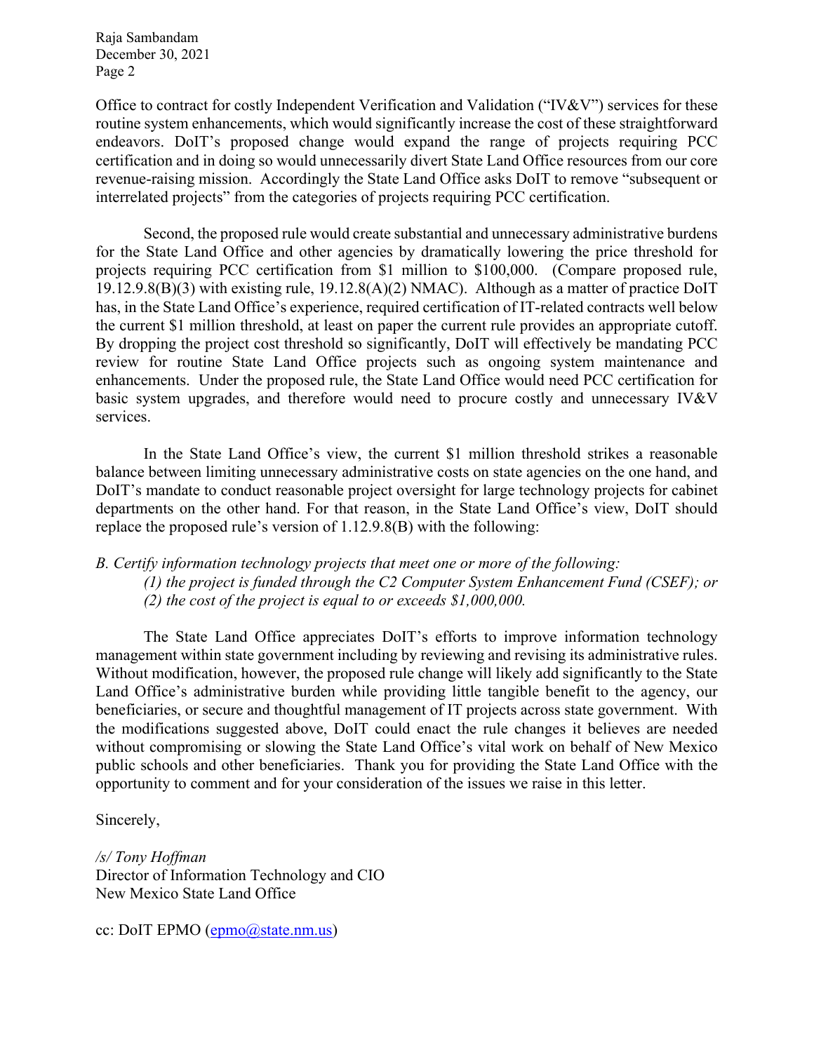Office to contract for costly Independent Verification and Validation ("IV&V") services for these routine system enhancements, which would significantly increase the cost of these straightforward endeavors. DoIT's proposed change would expand the range of projects requiring PCC certification and in doing so would unnecessarily divert State Land Office resources from our core revenue-raising mission. Accordingly the State Land Office asks DoIT to remove "subsequent or interrelated projects" from the categories of projects requiring PCC certification.

Second, the proposed rule would create substantial and unnecessary administrative burdens for the State Land Office and other agencies by dramatically lowering the price threshold for projects requiring PCC certification from $1 million to $100,000. (Compare proposed rule, 19.12.9.8(B)(3) with existing rule, 19.12.8(A)(2) NMAC). Although as a matter of practice DoIT has, in the State Land Office's experience, required certification of IT-related contracts well below the current $1 million threshold, at least on paper the current rule provides an appropriate cutoff. By dropping the project cost threshold so significantly, DoIT will effectively be mandating PCC review for routine State Land Office projects such as ongoing system maintenance and enhancements. Under the proposed rule, the State Land Office would need PCC certification for basic system upgrades, and therefore would need to procure costly and unnecessary IV&V services.

In the State Land Office's view, the current $1 million threshold strikes a reasonable balance between limiting unnecessary administrative costs on state agencies on the one hand, and DoIT's mandate to conduct reasonable project oversight for large technology projects for cabinet departments on the other hand. For that reason, in the State Land Office's view, DoIT should replace the proposed rule's version of 1.12.9.8(B) with the following:

*B. Certify information technology projects that meet one or more of the following:*

*(1) the project is funded through the C2 Computer System Enhancement Fund (CSEF); or*

*(2) the cost of the project is equal to or exceeds $1,000,000.*

The State Land Office appreciates DoIT's efforts to improve information technology management within state government including by reviewing and revising its administrative rules. Without modification, however, the proposed rule change will likely add significantly to the State Land Office's administrative burden while providing little tangible benefit to the agency, our beneficiaries, or secure and thoughtful management of IT projects across state government. With the modifications suggested above, DoIT could enact the rule changes it believes are needed without compromising or slowing the State Land Office's vital work on behalf of New Mexico public schools and other beneficiaries. Thank you for providing the State Land Office with the opportunity to comment and for your consideration of the issues we raise in this letter.

Sincerely,

*/s/ Tony Hoffman*
Director of Information Technology and CIO
New Mexico State Land Office

cc: DoIT EPMO (epmo@state.nm.us)